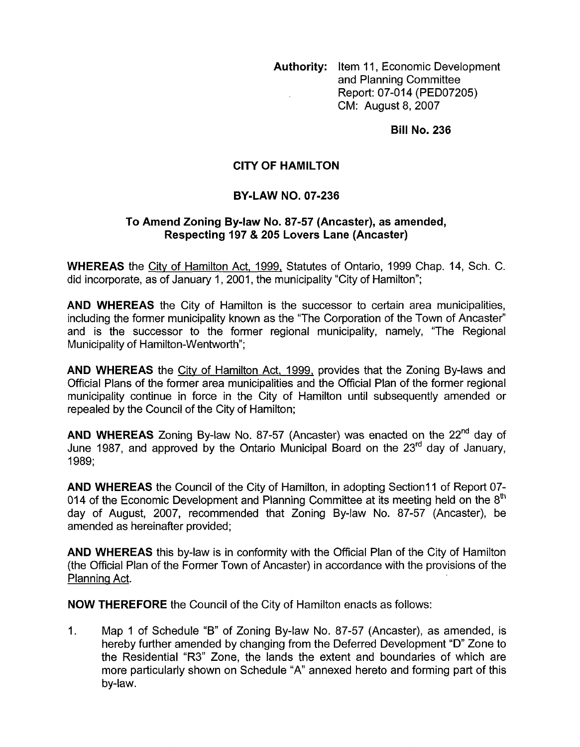**Authority:** Item 11, Economic Development and Planning Committee
Report: 07-014 (PED07205)
CM: August 8, 2007

**Bill No. 236**

# CITY OF HAMILTON

## BY-LAW NO. 07-236

### To Amend Zoning By-law No. 87-57 (Ancaster), as amended, Respecting 197 & 205 Lovers Lane (Ancaster)

**WHEREAS** the City of Hamilton Act, 1999, Statutes of Ontario, 1999 Chap. 14, Sch. C. did incorporate, as of January 1, 2001, the municipality "City of Hamilton";

**AND WHEREAS** the City of Hamilton is the successor to certain area municipalities, including the former municipality known as the "The Corporation of the Town of Ancaster" and is the successor to the former regional municipality, namely, "The Regional Municipality of Hamilton-Wentworth";

**AND WHEREAS** the City of Hamilton Act, 1999, provides that the Zoning By-laws and Official Plans of the former area municipalities and the Official Plan of the former regional municipality continue in force in the City of Hamilton until subsequently amended or repealed by the Council of the City of Hamilton;

**AND WHEREAS** Zoning By-law No. 87-57 (Ancaster) was enacted on the 22nd day of June 1987, and approved by the Ontario Municipal Board on the 23rd day of January, 1989;

**AND WHEREAS** the Council of the City of Hamilton, in adopting Section11 of Report 07-014 of the Economic Development and Planning Committee at its meeting held on the 8th day of August, 2007, recommended that Zoning By-law No. 87-57 (Ancaster), be amended as hereinafter provided;

**AND WHEREAS** this by-law is in conformity with the Official Plan of the City of Hamilton (the Official Plan of the Former Town of Ancaster) in accordance with the provisions of the Planning Act.

**NOW THEREFORE** the Council of the City of Hamilton enacts as follows:

1. Map 1 of Schedule "B" of Zoning By-law No. 87-57 (Ancaster), as amended, is hereby further amended by changing from the Deferred Development "D" Zone to the Residential "R3" Zone, the lands the extent and boundaries of which are more particularly shown on Schedule "A" annexed hereto and forming part of this by-law.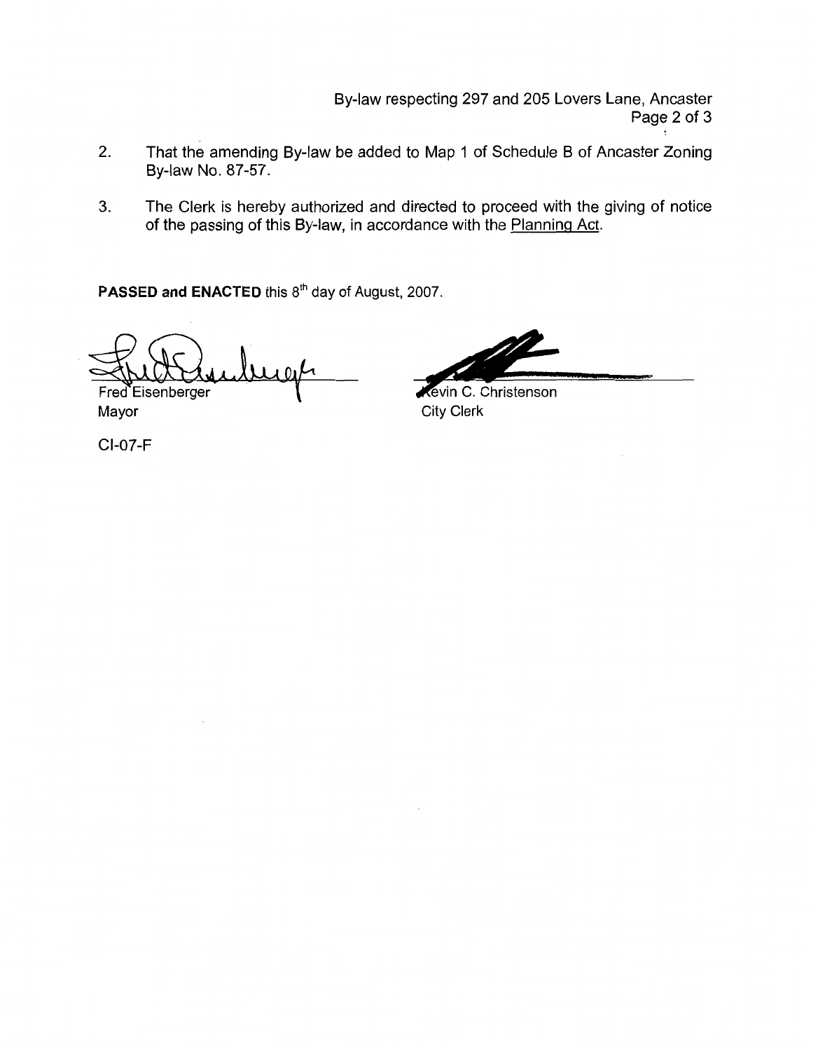2. That the amending By-law be added to Map 1 of Schedule B of Ancaster Zoning By-law No. 87-57.

3. The Clerk is hereby authorized and directed to proceed with the giving of notice of the passing of this By-law, in accordance with the Planning Act.

**PASSED and ENACTED** this 8th day of August, 2007.

Fred Eisenberger
Mayor

Kevin C. Christenson
City Clerk

CI-07-F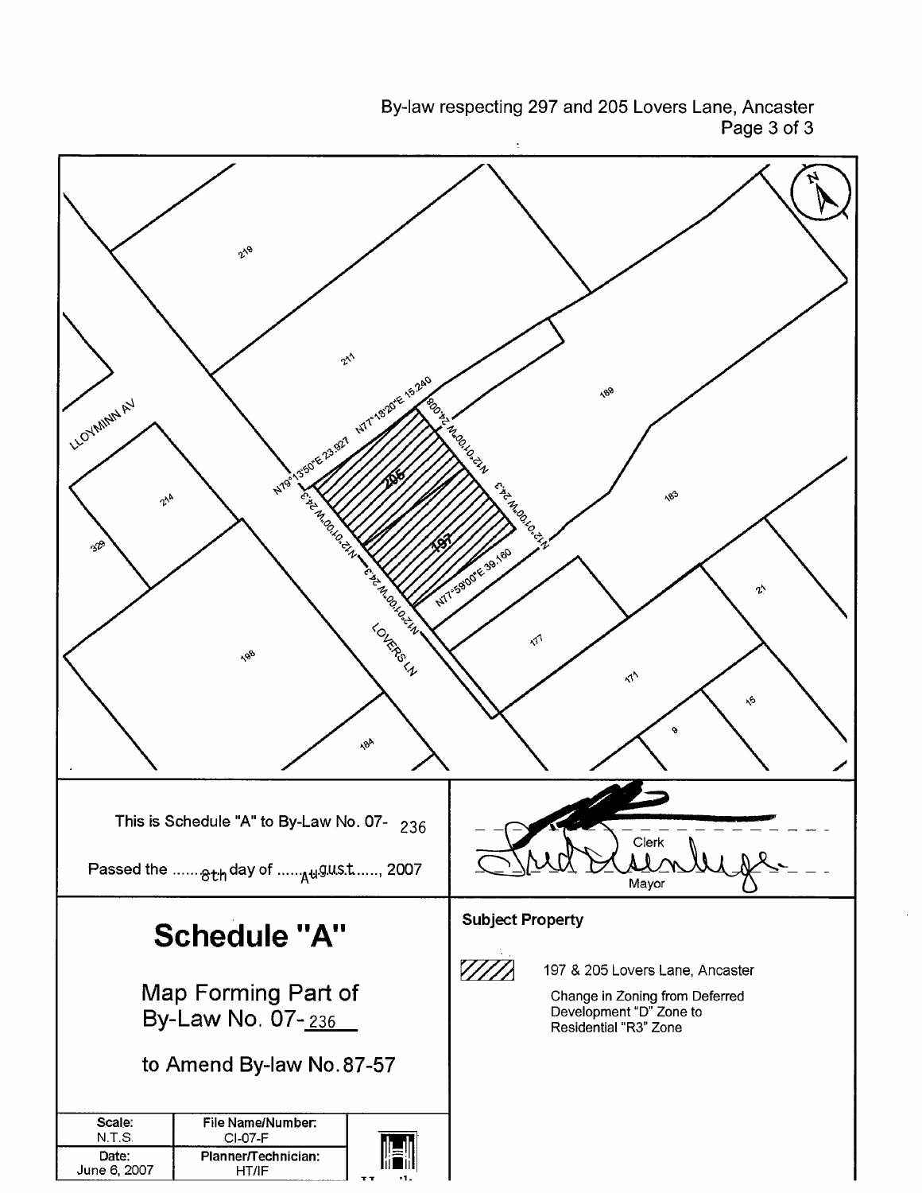By-law respecting 297 and 205 Lovers Lane, Ancaster

219

211

189

LLOYMINN AV

N77°18'20"E 15.240

N12°01'00"W 24.008

N79°13'50"E 23.927

205

N12°01'00"W 24.3

N12°01'00"W 24.3

183

214

197

329

N12°01'00"W 24.3

N77°59'00"E 39.160

21

LOVERS LN

177

198

171

15

9

184

This is Schedule "A" to By-Law No. 07- 236

Passed the ......8th day of ......August......, 2007

Clerk

Mayor

# Schedule "A"

Map Forming Part of By-Law No. 07-236

to Amend By-law No. 87-57

| Scale: | File Name/Number: |
|---|---|
| N.T.S. | CI-07-F |
| Date: | Planner/Technician: |
| June 6, 2007 | HT/IF |

**Subject Property**

197 & 205 Lovers Lane, Ancaster

Change in Zoning from Deferred Development "D" Zone to Residential "R3" Zone